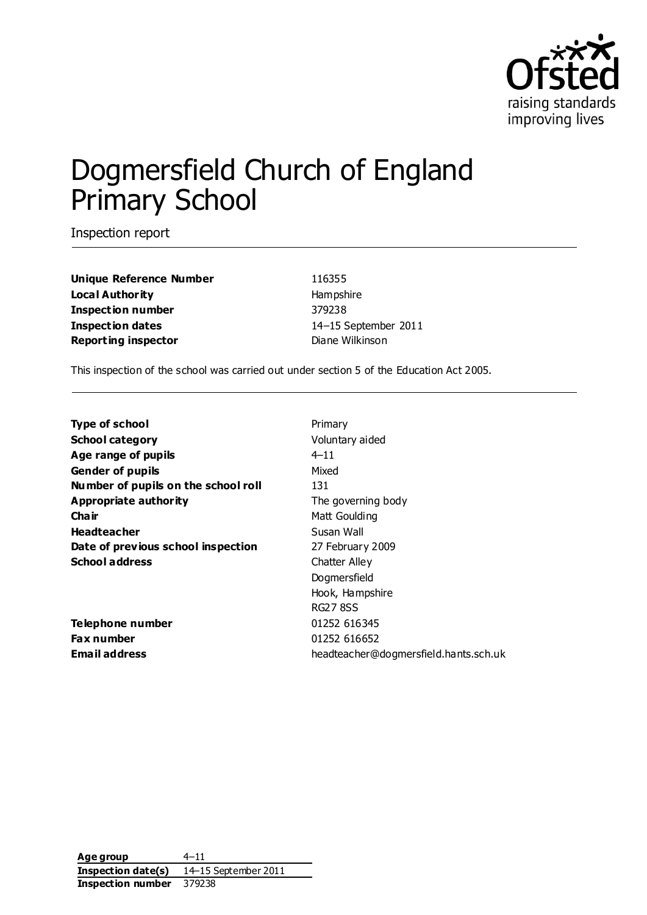Ofsted
raising standards
improving lives

# Dogmersfield Church of England Primary School

Inspection report

| | |
|---|---|
| **Unique Reference Number** | 116355 |
| **Local Authority** | Hampshire |
| **Inspection number** | 379238 |
| **Inspection dates** | 14–15 September 2011 |
| **Reporting inspector** | Diane Wilkinson |

This inspection of the school was carried out under section 5 of the Education Act 2005.

| | |
|---|---|
| **Type of school** | Primary |
| **School category** | Voluntary aided |
| **Age range of pupils** | 4–11 |
| **Gender of pupils** | Mixed |
| **Number of pupils on the school roll** | 131 |
| **Appropriate authority** | The governing body |
| **Chair** | Matt Goulding |
| **Headteacher** | Susan Wall |
| **Date of previous school inspection** | 27 February 2009 |
| **School address** | Chatter Alley<br>Dogmersfield<br>Hook, Hampshire<br>RG27 8SS |
| **Telephone number** | 01252 616345 |
| **Fax number** | 01252 616652 |
| **Email address** | headteacher@dogmersfield.hants.sch.uk |

| | |
|---|---|
| **Age group** | 4–11 |
| **Inspection date(s)** | 14–15 September 2011 |
| **Inspection number** | 379238 |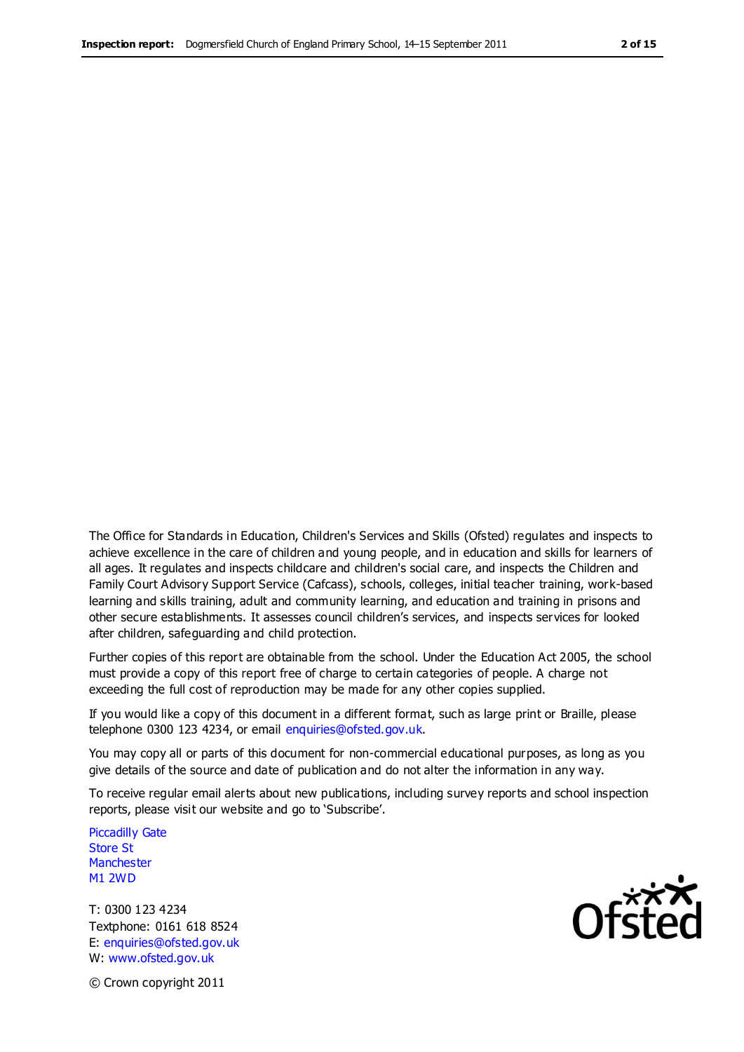The Office for Standards in Education, Children's Services and Skills (Ofsted) regulates and inspects to achieve excellence in the care of children and young people, and in education and skills for learners of all ages. It regulates and inspects childcare and children's social care, and inspects the Children and Family Court Advisory Support Service (Cafcass), schools, colleges, initial teacher training, work-based learning and skills training, adult and community learning, and education and training in prisons and other secure establishments. It assesses council children's services, and inspects services for looked after children, safeguarding and child protection.

Further copies of this report are obtainable from the school. Under the Education Act 2005, the school must provide a copy of this report free of charge to certain categories of people. A charge not exceeding the full cost of reproduction may be made for any other copies supplied.

If you would like a copy of this document in a different format, such as large print or Braille, please telephone 0300 123 4234, or email enquiries@ofsted.gov.uk.

You may copy all or parts of this document for non-commercial educational purposes, as long as you give details of the source and date of publication and do not alter the information in any way.

To receive regular email alerts about new publications, including survey reports and school inspection reports, please visit our website and go to 'Subscribe'.

Piccadilly Gate
Store St
Manchester
M1 2WD

T: 0300 123 4234
Textphone: 0161 618 8524
E: enquiries@ofsted.gov.uk
W: www.ofsted.gov.uk

© Crown copyright 2011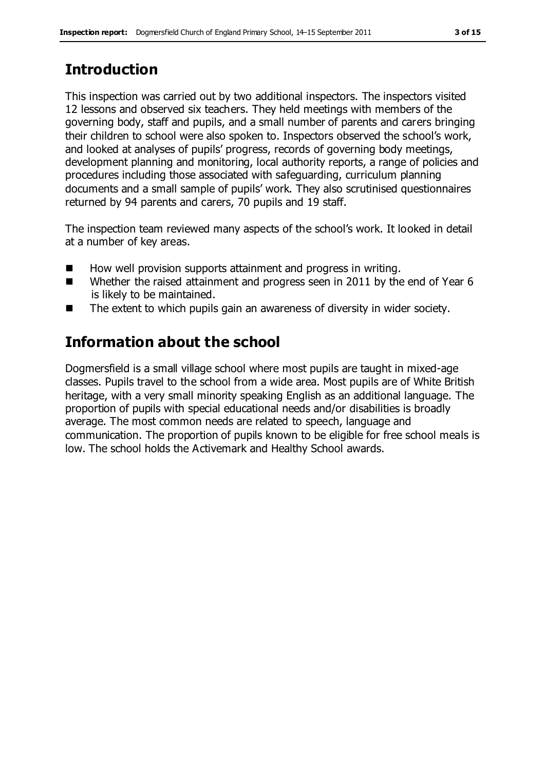## Introduction

This inspection was carried out by two additional inspectors. The inspectors visited 12 lessons and observed six teachers. They held meetings with members of the governing body, staff and pupils, and a small number of parents and carers bringing their children to school were also spoken to. Inspectors observed the school's work, and looked at analyses of pupils' progress, records of governing body meetings, development planning and monitoring, local authority reports, a range of policies and procedures including those associated with safeguarding, curriculum planning documents and a small sample of pupils' work. They also scrutinised questionnaires returned by 94 parents and carers, 70 pupils and 19 staff.

The inspection team reviewed many aspects of the school's work. It looked in detail at a number of key areas.

- How well provision supports attainment and progress in writing.
- Whether the raised attainment and progress seen in 2011 by the end of Year 6 is likely to be maintained.
- The extent to which pupils gain an awareness of diversity in wider society.

## Information about the school

Dogmersfield is a small village school where most pupils are taught in mixed-age classes. Pupils travel to the school from a wide area. Most pupils are of White British heritage, with a very small minority speaking English as an additional language. The proportion of pupils with special educational needs and/or disabilities is broadly average. The most common needs are related to speech, language and communication. The proportion of pupils known to be eligible for free school meals is low. The school holds the Activemark and Healthy School awards.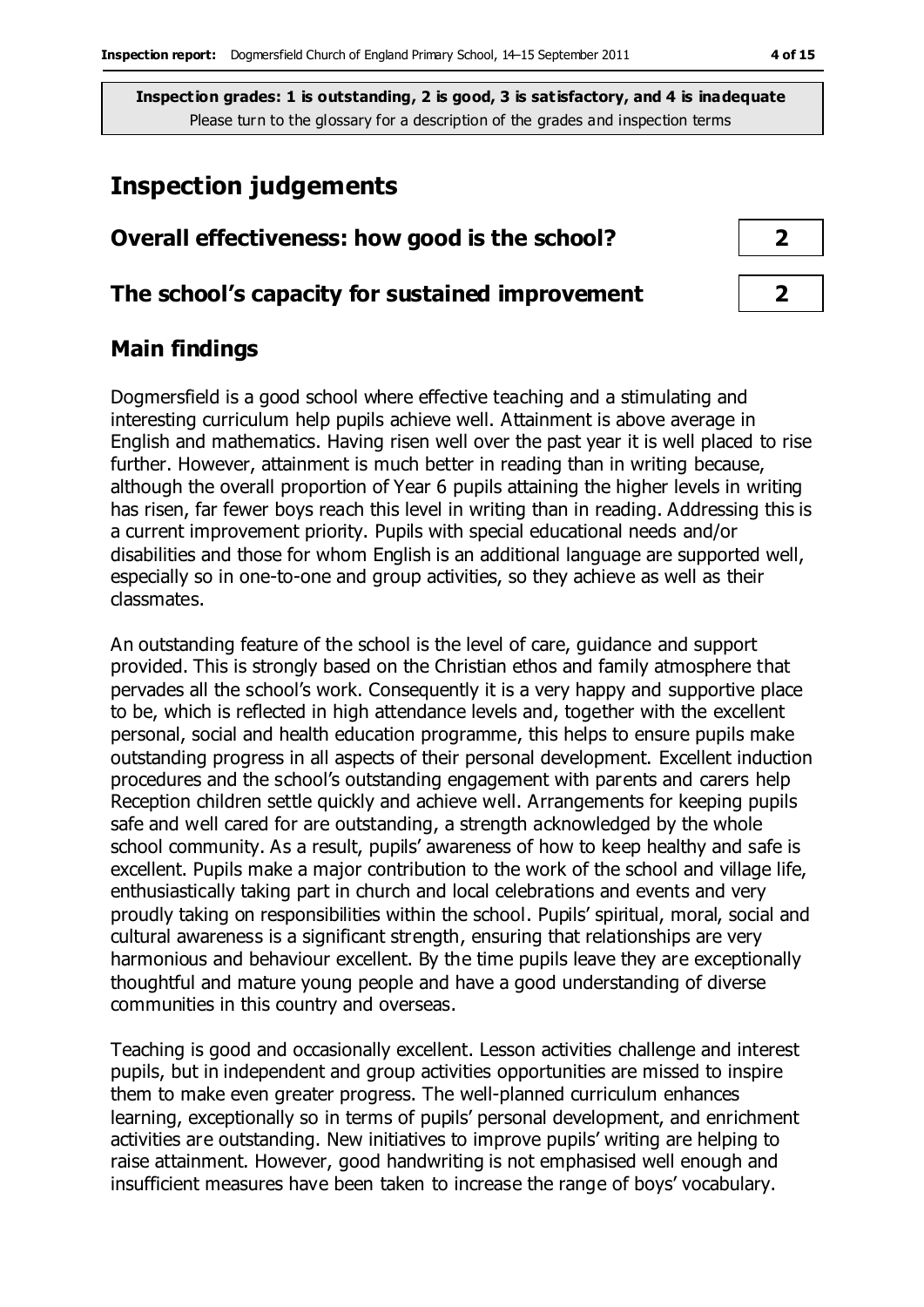**Inspection grades: 1 is outstanding, 2 is good, 3 is satisfactory, and 4 is inadequate**
Please turn to the glossary for a description of the grades and inspection terms

# Inspection judgements

| | |
|---|---|
| **Overall effectiveness: how good is the school?** | **2** |
| **The school's capacity for sustained improvement** | **2** |

## Main findings

Dogmersfield is a good school where effective teaching and a stimulating and interesting curriculum help pupils achieve well. Attainment is above average in English and mathematics. Having risen well over the past year it is well placed to rise further. However, attainment is much better in reading than in writing because, although the overall proportion of Year 6 pupils attaining the higher levels in writing has risen, far fewer boys reach this level in writing than in reading. Addressing this is a current improvement priority. Pupils with special educational needs and/or disabilities and those for whom English is an additional language are supported well, especially so in one-to-one and group activities, so they achieve as well as their classmates.

An outstanding feature of the school is the level of care, guidance and support provided. This is strongly based on the Christian ethos and family atmosphere that pervades all the school's work. Consequently it is a very happy and supportive place to be, which is reflected in high attendance levels and, together with the excellent personal, social and health education programme, this helps to ensure pupils make outstanding progress in all aspects of their personal development. Excellent induction procedures and the school's outstanding engagement with parents and carers help Reception children settle quickly and achieve well. Arrangements for keeping pupils safe and well cared for are outstanding, a strength acknowledged by the whole school community. As a result, pupils' awareness of how to keep healthy and safe is excellent. Pupils make a major contribution to the work of the school and village life, enthusiastically taking part in church and local celebrations and events and very proudly taking on responsibilities within the school. Pupils' spiritual, moral, social and cultural awareness is a significant strength, ensuring that relationships are very harmonious and behaviour excellent. By the time pupils leave they are exceptionally thoughtful and mature young people and have a good understanding of diverse communities in this country and overseas.

Teaching is good and occasionally excellent. Lesson activities challenge and interest pupils, but in independent and group activities opportunities are missed to inspire them to make even greater progress. The well-planned curriculum enhances learning, exceptionally so in terms of pupils' personal development, and enrichment activities are outstanding. New initiatives to improve pupils' writing are helping to raise attainment. However, good handwriting is not emphasised well enough and insufficient measures have been taken to increase the range of boys' vocabulary.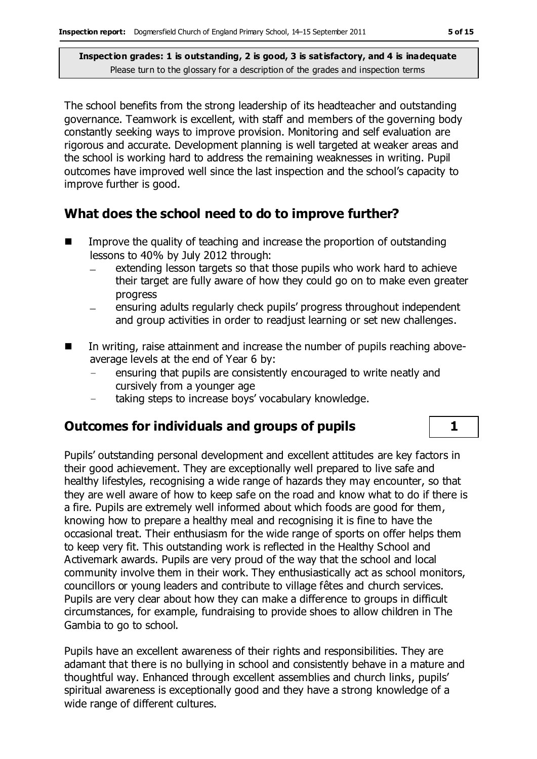**Inspection grades: 1 is outstanding, 2 is good, 3 is satisfactory, and 4 is inadequate**
Please turn to the glossary for a description of the grades and inspection terms

The school benefits from the strong leadership of its headteacher and outstanding governance. Teamwork is excellent, with staff and members of the governing body constantly seeking ways to improve provision. Monitoring and self evaluation are rigorous and accurate. Development planning is well targeted at weaker areas and the school is working hard to address the remaining weaknesses in writing. Pupil outcomes have improved well since the last inspection and the school's capacity to improve further is good.

## What does the school need to do to improve further?

- Improve the quality of teaching and increase the proportion of outstanding lessons to 40% by July 2012 through:
  - extending lesson targets so that those pupils who work hard to achieve their target are fully aware of how they could go on to make even greater progress
  - ensuring adults regularly check pupils' progress throughout independent and group activities in order to readjust learning or set new challenges.
- In writing, raise attainment and increase the number of pupils reaching above-average levels at the end of Year 6 by:
  - ensuring that pupils are consistently encouraged to write neatly and cursively from a younger age
  - taking steps to increase boys' vocabulary knowledge.

## Outcomes for individuals and groups of pupils — 1

Pupils' outstanding personal development and excellent attitudes are key factors in their good achievement. They are exceptionally well prepared to live safe and healthy lifestyles, recognising a wide range of hazards they may encounter, so that they are well aware of how to keep safe on the road and know what to do if there is a fire. Pupils are extremely well informed about which foods are good for them, knowing how to prepare a healthy meal and recognising it is fine to have the occasional treat. Their enthusiasm for the wide range of sports on offer helps them to keep very fit. This outstanding work is reflected in the Healthy School and Activemark awards. Pupils are very proud of the way that the school and local community involve them in their work. They enthusiastically act as school monitors, councillors or young leaders and contribute to village fêtes and church services. Pupils are very clear about how they can make a difference to groups in difficult circumstances, for example, fundraising to provide shoes to allow children in The Gambia to go to school.

Pupils have an excellent awareness of their rights and responsibilities. They are adamant that there is no bullying in school and consistently behave in a mature and thoughtful way. Enhanced through excellent assemblies and church links, pupils' spiritual awareness is exceptionally good and they have a strong knowledge of a wide range of different cultures.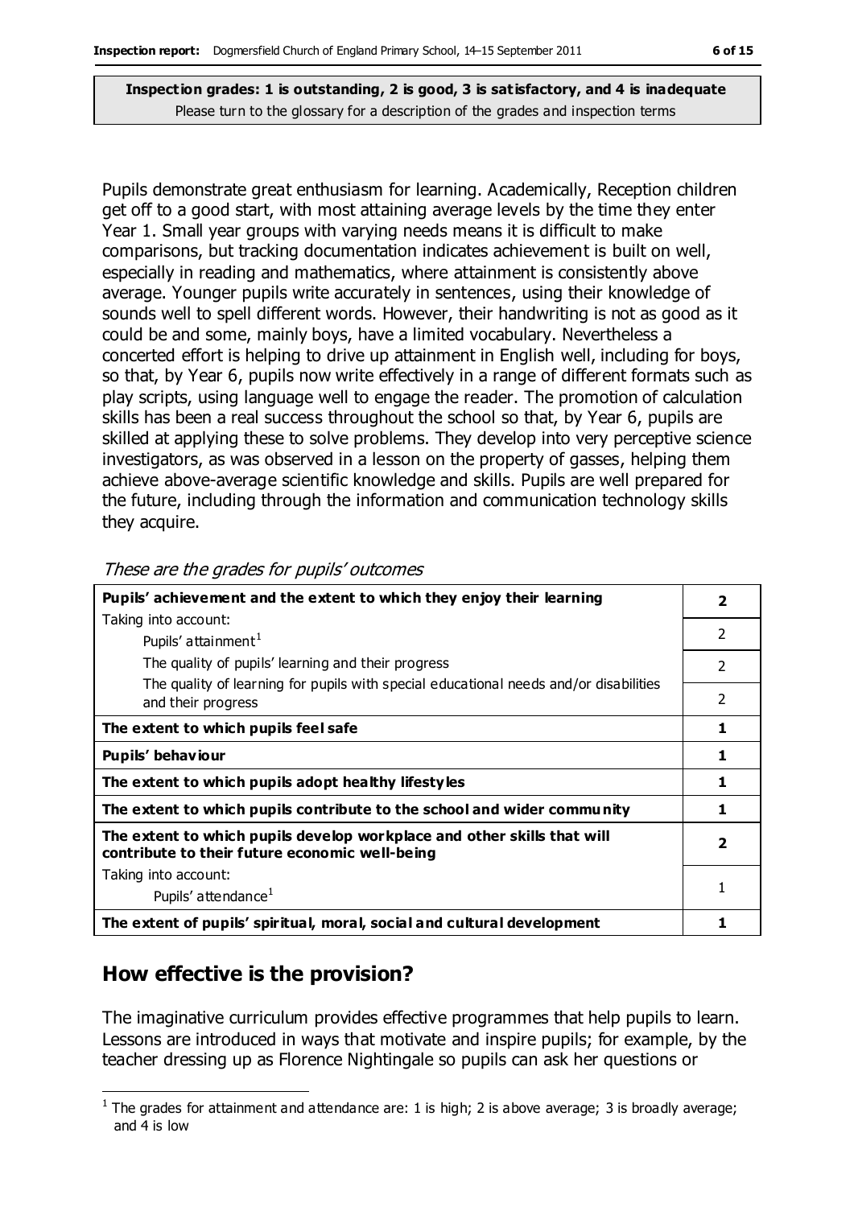**Inspection grades: 1 is outstanding, 2 is good, 3 is satisfactory, and 4 is inadequate**
Please turn to the glossary for a description of the grades and inspection terms

Pupils demonstrate great enthusiasm for learning. Academically, Reception children get off to a good start, with most attaining average levels by the time they enter Year 1. Small year groups with varying needs means it is difficult to make comparisons, but tracking documentation indicates achievement is built on well, especially in reading and mathematics, where attainment is consistently above average. Younger pupils write accurately in sentences, using their knowledge of sounds well to spell different words. However, their handwriting is not as good as it could be and some, mainly boys, have a limited vocabulary. Nevertheless a concerted effort is helping to drive up attainment in English well, including for boys, so that, by Year 6, pupils now write effectively in a range of different formats such as play scripts, using language well to engage the reader. The promotion of calculation skills has been a real success throughout the school so that, by Year 6, pupils are skilled at applying these to solve problems. They develop into very perceptive science investigators, as was observed in a lesson on the property of gasses, helping them achieve above-average scientific knowledge and skills. Pupils are well prepared for the future, including through the information and communication technology skills they acquire.

*These are the grades for pupils' outcomes*

| | |
|---|---|
| **Pupils' achievement and the extent to which they enjoy their learning** | **2** |
| Taking into account: Pupils' attainment[1] | 2 |
| The quality of pupils' learning and their progress | 2 |
| The quality of learning for pupils with special educational needs and/or disabilities and their progress | 2 |
| **The extent to which pupils feel safe** | **1** |
| **Pupils' behaviour** | **1** |
| **The extent to which pupils adopt healthy lifestyles** | **1** |
| **The extent to which pupils contribute to the school and wider community** | **1** |
| **The extent to which pupils develop workplace and other skills that will contribute to their future economic well-being** | **2** |
| Taking into account: Pupils' attendance[1] | 1 |
| **The extent of pupils' spiritual, moral, social and cultural development** | **1** |

## How effective is the provision?

The imaginative curriculum provides effective programmes that help pupils to learn. Lessons are introduced in ways that motivate and inspire pupils; for example, by the teacher dressing up as Florence Nightingale so pupils can ask her questions or

[1] The grades for attainment and attendance are: 1 is high; 2 is above average; 3 is broadly average; and 4 is low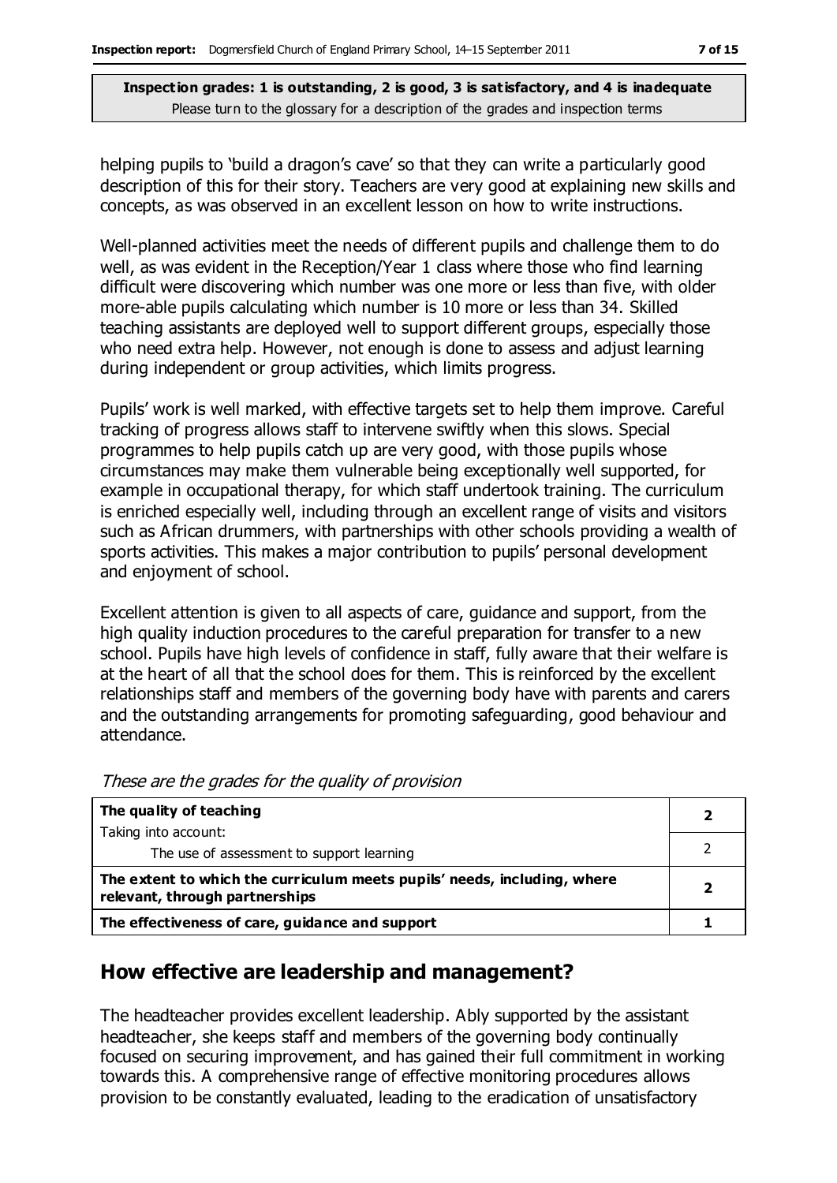**Inspection grades: 1 is outstanding, 2 is good, 3 is satisfactory, and 4 is inadequate**
Please turn to the glossary for a description of the grades and inspection terms

helping pupils to 'build a dragon's cave' so that they can write a particularly good description of this for their story. Teachers are very good at explaining new skills and concepts, as was observed in an excellent lesson on how to write instructions.

Well-planned activities meet the needs of different pupils and challenge them to do well, as was evident in the Reception/Year 1 class where those who find learning difficult were discovering which number was one more or less than five, with older more-able pupils calculating which number is 10 more or less than 34. Skilled teaching assistants are deployed well to support different groups, especially those who need extra help. However, not enough is done to assess and adjust learning during independent or group activities, which limits progress.

Pupils' work is well marked, with effective targets set to help them improve. Careful tracking of progress allows staff to intervene swiftly when this slows. Special programmes to help pupils catch up are very good, with those pupils whose circumstances may make them vulnerable being exceptionally well supported, for example in occupational therapy, for which staff undertook training. The curriculum is enriched especially well, including through an excellent range of visits and visitors such as African drummers, with partnerships with other schools providing a wealth of sports activities. This makes a major contribution to pupils' personal development and enjoyment of school.

Excellent attention is given to all aspects of care, guidance and support, from the high quality induction procedures to the careful preparation for transfer to a new school. Pupils have high levels of confidence in staff, fully aware that their welfare is at the heart of all that the school does for them. This is reinforced by the excellent relationships staff and members of the governing body have with parents and carers and the outstanding arrangements for promoting safeguarding, good behaviour and attendance.

*These are the grades for the quality of provision*

| | |
|---|---|
| **The quality of teaching** | **2** |
| Taking into account:<br>The use of assessment to support learning | 2 |
| **The extent to which the curriculum meets pupils' needs, including, where relevant, through partnerships** | **2** |
| **The effectiveness of care, guidance and support** | **1** |

## How effective are leadership and management?

The headteacher provides excellent leadership. Ably supported by the assistant headteacher, she keeps staff and members of the governing body continually focused on securing improvement, and has gained their full commitment in working towards this. A comprehensive range of effective monitoring procedures allows provision to be constantly evaluated, leading to the eradication of unsatisfactory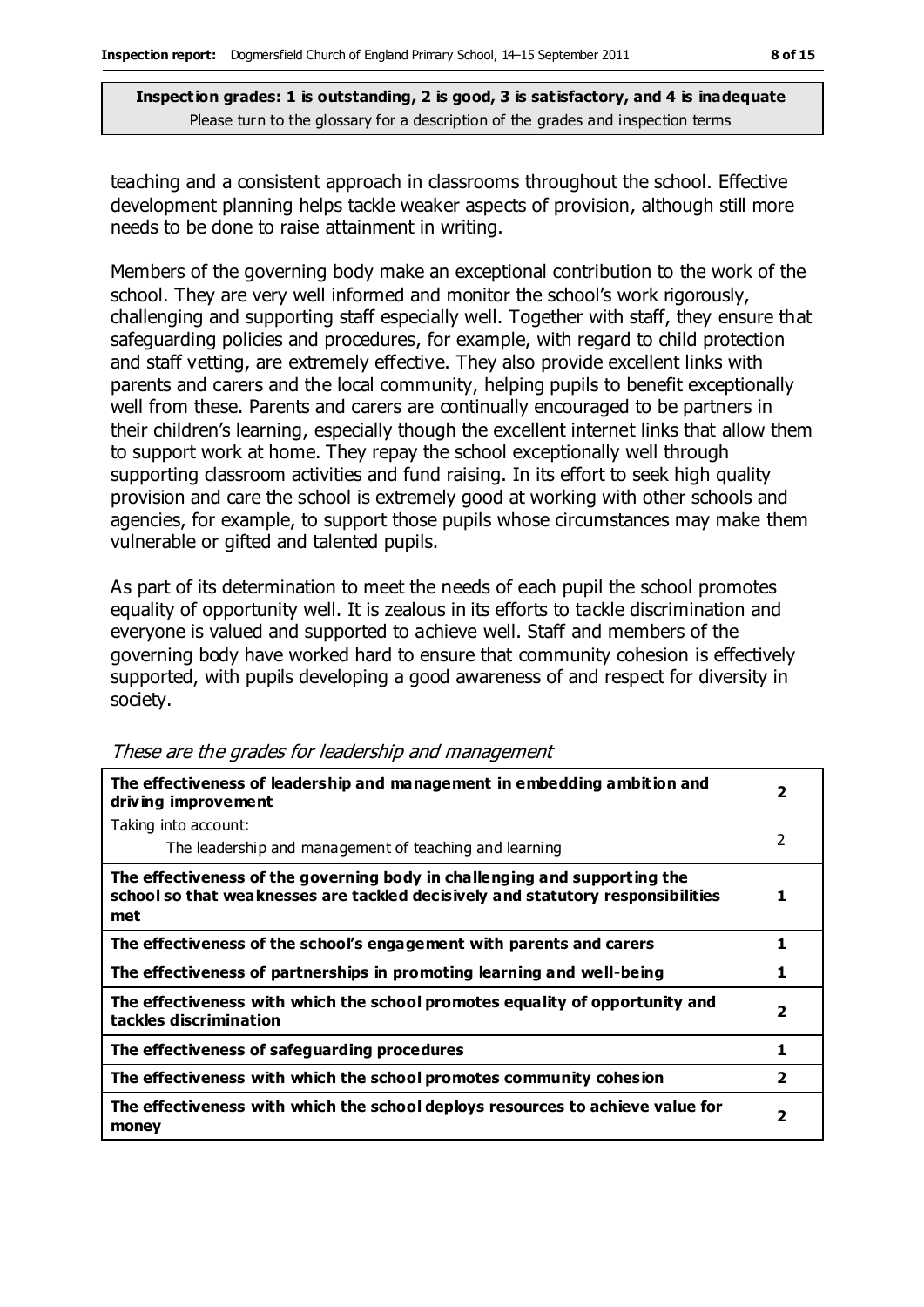**Inspection grades: 1 is outstanding, 2 is good, 3 is satisfactory, and 4 is inadequate**
Please turn to the glossary for a description of the grades and inspection terms

teaching and a consistent approach in classrooms throughout the school. Effective development planning helps tackle weaker aspects of provision, although still more needs to be done to raise attainment in writing.

Members of the governing body make an exceptional contribution to the work of the school. They are very well informed and monitor the school's work rigorously, challenging and supporting staff especially well. Together with staff, they ensure that safeguarding policies and procedures, for example, with regard to child protection and staff vetting, are extremely effective. They also provide excellent links with parents and carers and the local community, helping pupils to benefit exceptionally well from these. Parents and carers are continually encouraged to be partners in their children's learning, especially though the excellent internet links that allow them to support work at home. They repay the school exceptionally well through supporting classroom activities and fund raising. In its effort to seek high quality provision and care the school is extremely good at working with other schools and agencies, for example, to support those pupils whose circumstances may make them vulnerable or gifted and talented pupils.

As part of its determination to meet the needs of each pupil the school promotes equality of opportunity well. It is zealous in its efforts to tackle discrimination and everyone is valued and supported to achieve well. Staff and members of the governing body have worked hard to ensure that community cohesion is effectively supported, with pupils developing a good awareness of and respect for diversity in society.

*These are the grades for leadership and management*

| | |
|---|---|
| **The effectiveness of leadership and management in embedding ambition and driving improvement** | **2** |
| Taking into account: The leadership and management of teaching and learning | 2 |
| **The effectiveness of the governing body in challenging and supporting the school so that weaknesses are tackled decisively and statutory responsibilities met** | **1** |
| **The effectiveness of the school's engagement with parents and carers** | **1** |
| **The effectiveness of partnerships in promoting learning and well-being** | **1** |
| **The effectiveness with which the school promotes equality of opportunity and tackles discrimination** | **2** |
| **The effectiveness of safeguarding procedures** | **1** |
| **The effectiveness with which the school promotes community cohesion** | **2** |
| **The effectiveness with which the school deploys resources to achieve value for money** | **2** |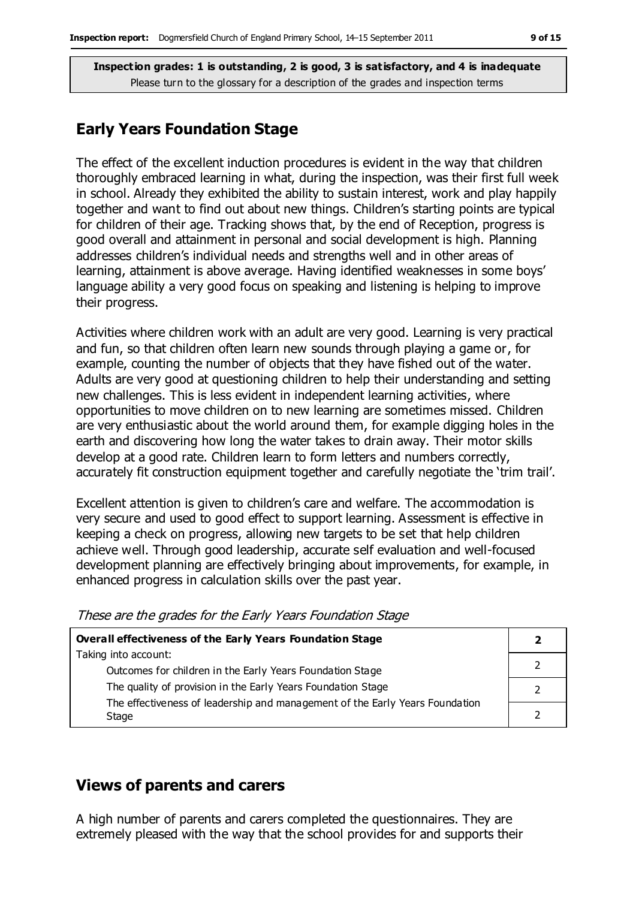**Inspection grades: 1 is outstanding, 2 is good, 3 is satisfactory, and 4 is inadequate**
Please turn to the glossary for a description of the grades and inspection terms

## Early Years Foundation Stage

The effect of the excellent induction procedures is evident in the way that children thoroughly embraced learning in what, during the inspection, was their first full week in school. Already they exhibited the ability to sustain interest, work and play happily together and want to find out about new things. Children's starting points are typical for children of their age. Tracking shows that, by the end of Reception, progress is good overall and attainment in personal and social development is high. Planning addresses children's individual needs and strengths well and in other areas of learning, attainment is above average. Having identified weaknesses in some boys' language ability a very good focus on speaking and listening is helping to improve their progress.

Activities where children work with an adult are very good. Learning is very practical and fun, so that children often learn new sounds through playing a game or, for example, counting the number of objects that they have fished out of the water. Adults are very good at questioning children to help their understanding and setting new challenges. This is less evident in independent learning activities, where opportunities to move children on to new learning are sometimes missed. Children are very enthusiastic about the world around them, for example digging holes in the earth and discovering how long the water takes to drain away. Their motor skills develop at a good rate. Children learn to form letters and numbers correctly, accurately fit construction equipment together and carefully negotiate the 'trim trail'.

Excellent attention is given to children's care and welfare. The accommodation is very secure and used to good effect to support learning. Assessment is effective in keeping a check on progress, allowing new targets to be set that help children achieve well. Through good leadership, accurate self evaluation and well-focused development planning are effectively bringing about improvements, for example, in enhanced progress in calculation skills over the past year.

*These are the grades for the Early Years Foundation Stage*

| **Overall effectiveness of the Early Years Foundation Stage** | **2** |
|---|---|
| Taking into account: | |
| Outcomes for children in the Early Years Foundation Stage | 2 |
| The quality of provision in the Early Years Foundation Stage | 2 |
| The effectiveness of leadership and management of the Early Years Foundation Stage | 2 |

## Views of parents and carers

A high number of parents and carers completed the questionnaires. They are extremely pleased with the way that the school provides for and supports their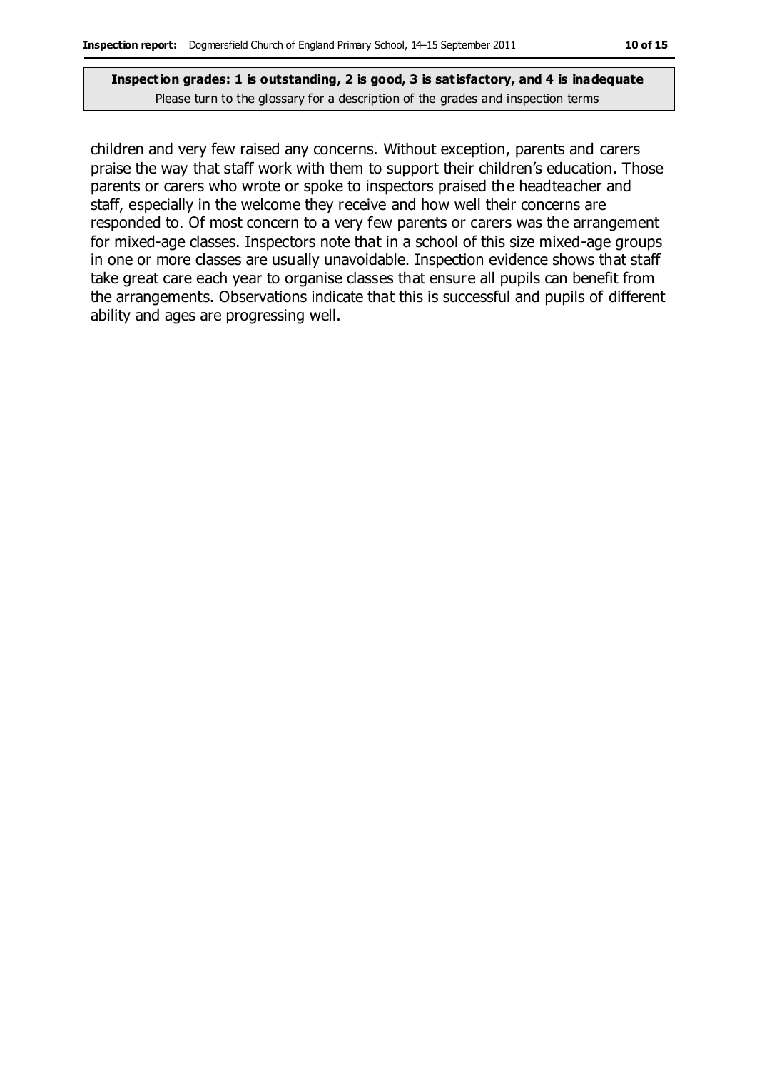children and very few raised any concerns. Without exception, parents and carers praise the way that staff work with them to support their children's education. Those parents or carers who wrote or spoke to inspectors praised the headteacher and staff, especially in the welcome they receive and how well their concerns are responded to. Of most concern to a very few parents or carers was the arrangement for mixed-age classes. Inspectors note that in a school of this size mixed-age groups in one or more classes are usually unavoidable. Inspection evidence shows that staff take great care each year to organise classes that ensure all pupils can benefit from the arrangements. Observations indicate that this is successful and pupils of different ability and ages are progressing well.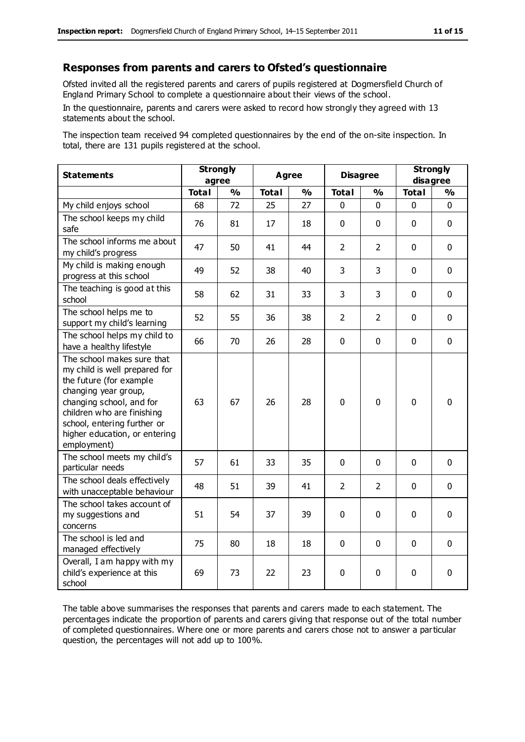## Responses from parents and carers to Ofsted's questionnaire

Ofsted invited all the registered parents and carers of pupils registered at Dogmersfield Church of England Primary School to complete a questionnaire about their views of the school.

In the questionnaire, parents and carers were asked to record how strongly they agreed with 13 statements about the school.

The inspection team received 94 completed questionnaires by the end of the on-site inspection. In total, there are 131 pupils registered at the school.

| Statements | Strongly agree | | Agree | | Disagree | | Strongly disagree | |
|---|---|---|---|---|---|---|---|---|
| | Total | % | Total | % | Total | % | Total | % |
| My child enjoys school | 68 | 72 | 25 | 27 | 0 | 0 | 0 | 0 |
| The school keeps my child safe | 76 | 81 | 17 | 18 | 0 | 0 | 0 | 0 |
| The school informs me about my child's progress | 47 | 50 | 41 | 44 | 2 | 2 | 0 | 0 |
| My child is making enough progress at this school | 49 | 52 | 38 | 40 | 3 | 3 | 0 | 0 |
| The teaching is good at this school | 58 | 62 | 31 | 33 | 3 | 3 | 0 | 0 |
| The school helps me to support my child's learning | 52 | 55 | 36 | 38 | 2 | 2 | 0 | 0 |
| The school helps my child to have a healthy lifestyle | 66 | 70 | 26 | 28 | 0 | 0 | 0 | 0 |
| The school makes sure that my child is well prepared for the future (for example changing year group, changing school, and for children who are finishing school, entering further or higher education, or entering employment) | 63 | 67 | 26 | 28 | 0 | 0 | 0 | 0 |
| The school meets my child's particular needs | 57 | 61 | 33 | 35 | 0 | 0 | 0 | 0 |
| The school deals effectively with unacceptable behaviour | 48 | 51 | 39 | 41 | 2 | 2 | 0 | 0 |
| The school takes account of my suggestions and concerns | 51 | 54 | 37 | 39 | 0 | 0 | 0 | 0 |
| The school is led and managed effectively | 75 | 80 | 18 | 18 | 0 | 0 | 0 | 0 |
| Overall, I am happy with my child's experience at this school | 69 | 73 | 22 | 23 | 0 | 0 | 0 | 0 |

The table above summarises the responses that parents and carers made to each statement. The percentages indicate the proportion of parents and carers giving that response out of the total number of completed questionnaires. Where one or more parents and carers chose not to answer a particular question, the percentages will not add up to 100%.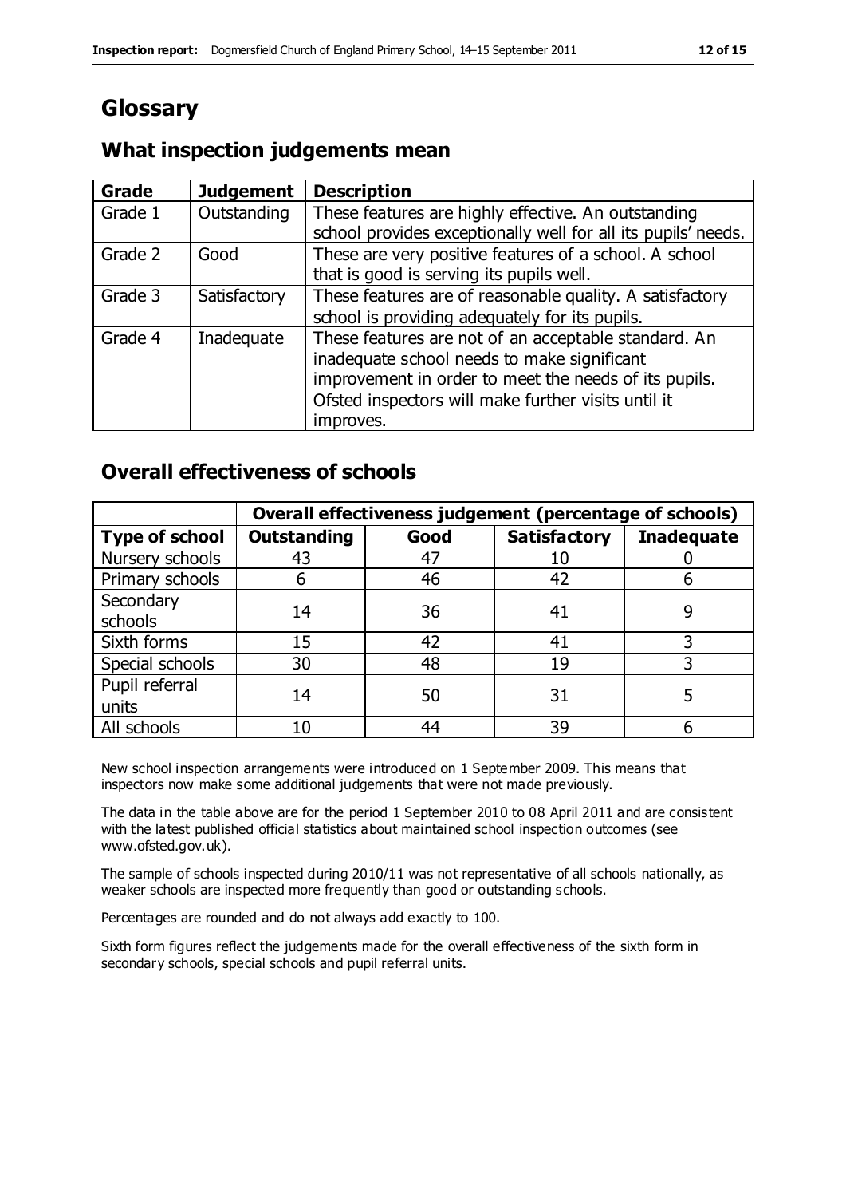# Glossary

## What inspection judgements mean

| Grade | Judgement | Description |
|---|---|---|
| Grade 1 | Outstanding | These features are highly effective. An outstanding school provides exceptionally well for all its pupils' needs. |
| Grade 2 | Good | These are very positive features of a school. A school that is good is serving its pupils well. |
| Grade 3 | Satisfactory | These features are of reasonable quality. A satisfactory school is providing adequately for its pupils. |
| Grade 4 | Inadequate | These features are not of an acceptable standard. An inadequate school needs to make significant improvement in order to meet the needs of its pupils. Ofsted inspectors will make further visits until it improves. |

## Overall effectiveness of schools

| | Overall effectiveness judgement (percentage of schools) | | | |
|---|---|---|---|---|
| **Type of school** | **Outstanding** | **Good** | **Satisfactory** | **Inadequate** |
| Nursery schools | 43 | 47 | 10 | 0 |
| Primary schools | 6 | 46 | 42 | 6 |
| Secondary schools | 14 | 36 | 41 | 9 |
| Sixth forms | 15 | 42 | 41 | 3 |
| Special schools | 30 | 48 | 19 | 3 |
| Pupil referral units | 14 | 50 | 31 | 5 |
| All schools | 10 | 44 | 39 | 6 |

New school inspection arrangements were introduced on 1 September 2009. This means that inspectors now make some additional judgements that were not made previously.

The data in the table above are for the period 1 September 2010 to 08 April 2011 and are consistent with the latest published official statistics about maintained school inspection outcomes (see www.ofsted.gov.uk).

The sample of schools inspected during 2010/11 was not representative of all schools nationally, as weaker schools are inspected more frequently than good or outstanding schools.

Percentages are rounded and do not always add exactly to 100.

Sixth form figures reflect the judgements made for the overall effectiveness of the sixth form in secondary schools, special schools and pupil referral units.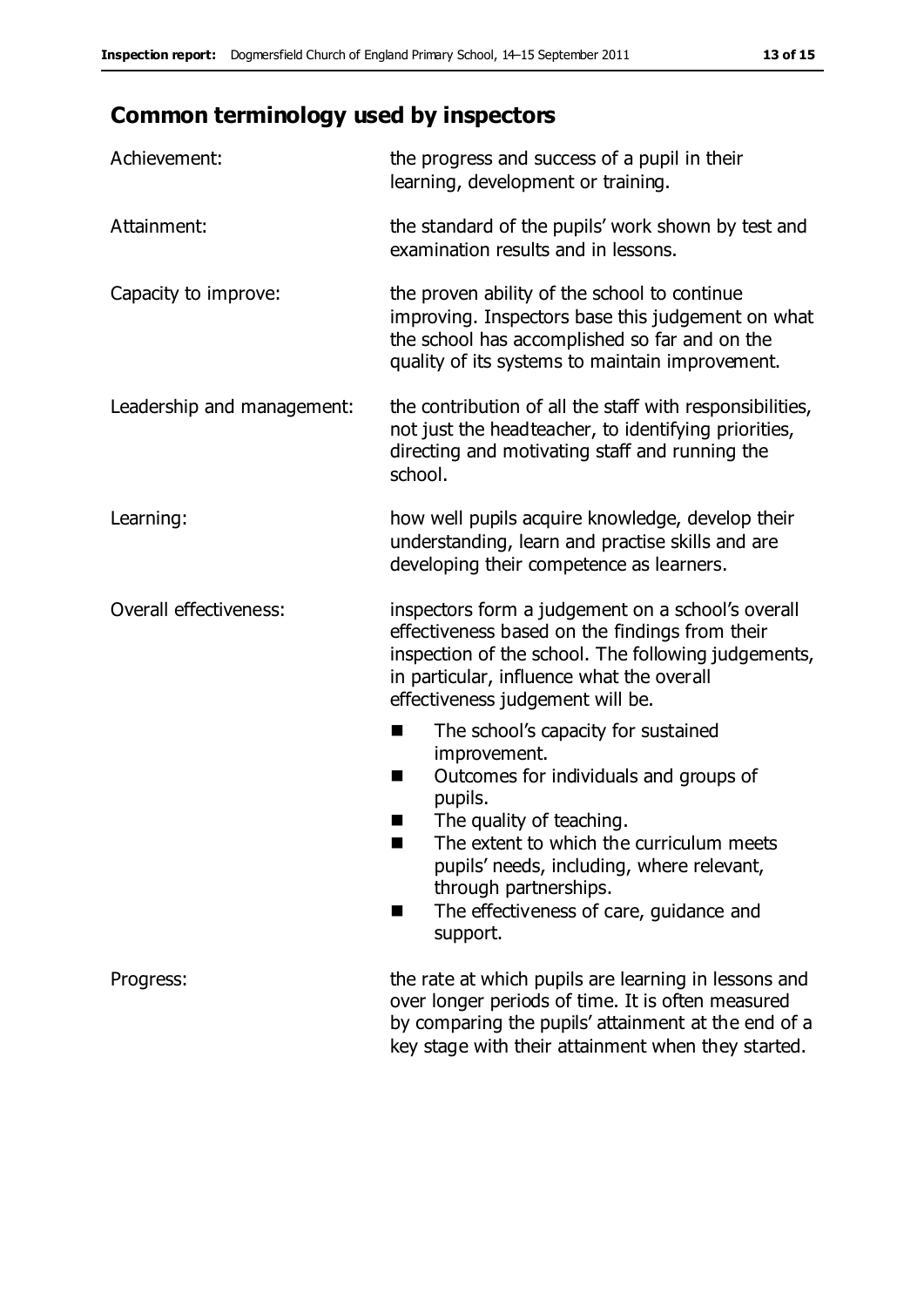## Common terminology used by inspectors

| | |
|---|---|
| Achievement: | the progress and success of a pupil in their learning, development or training. |
| Attainment: | the standard of the pupils' work shown by test and examination results and in lessons. |
| Capacity to improve: | the proven ability of the school to continue improving. Inspectors base this judgement on what the school has accomplished so far and on the quality of its systems to maintain improvement. |
| Leadership and management: | the contribution of all the staff with responsibilities, not just the headteacher, to identifying priorities, directing and motivating staff and running the school. |
| Learning: | how well pupils acquire knowledge, develop their understanding, learn and practise skills and are developing their competence as learners. |
| Overall effectiveness: | inspectors form a judgement on a school's overall effectiveness based on the findings from their inspection of the school. The following judgements, in particular, influence what the overall effectiveness judgement will be.<br>■ The school's capacity for sustained improvement.<br>■ Outcomes for individuals and groups of pupils.<br>■ The quality of teaching.<br>■ The extent to which the curriculum meets pupils' needs, including, where relevant, through partnerships.<br>■ The effectiveness of care, guidance and support. |
| Progress: | the rate at which pupils are learning in lessons and over longer periods of time. It is often measured by comparing the pupils' attainment at the end of a key stage with their attainment when they started. |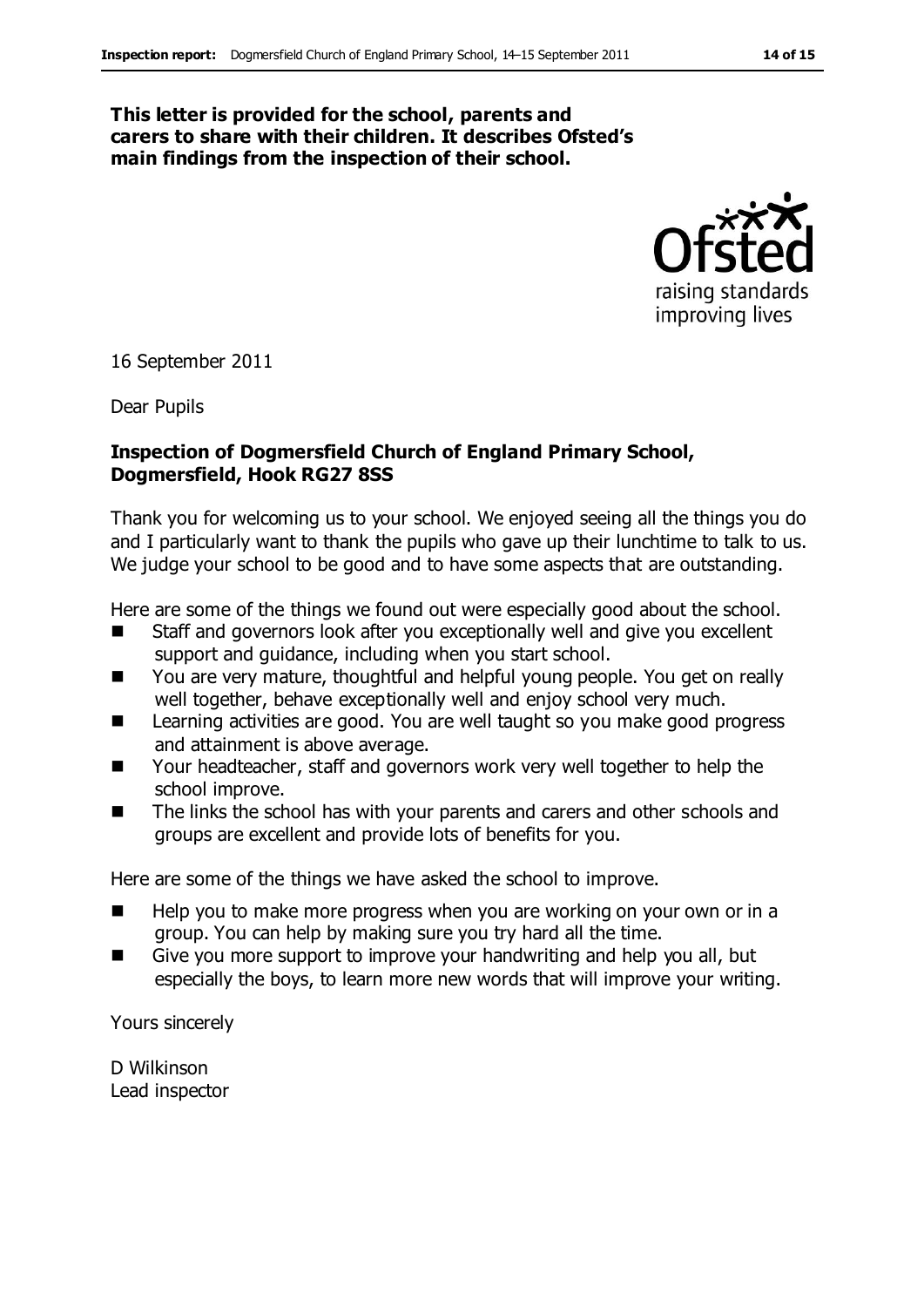**This letter is provided for the school, parents and carers to share with their children. It describes Ofsted's main findings from the inspection of their school.**

16 September 2011

Dear Pupils

**Inspection of Dogmersfield Church of England Primary School, Dogmersfield, Hook RG27 8SS**

Thank you for welcoming us to your school. We enjoyed seeing all the things you do and I particularly want to thank the pupils who gave up their lunchtime to talk to us. We judge your school to be good and to have some aspects that are outstanding.

Here are some of the things we found out were especially good about the school.

- Staff and governors look after you exceptionally well and give you excellent support and guidance, including when you start school.
- You are very mature, thoughtful and helpful young people. You get on really well together, behave exceptionally well and enjoy school very much.
- Learning activities are good. You are well taught so you make good progress and attainment is above average.
- Your headteacher, staff and governors work very well together to help the school improve.
- The links the school has with your parents and carers and other schools and groups are excellent and provide lots of benefits for you.

Here are some of the things we have asked the school to improve.

- Help you to make more progress when you are working on your own or in a group. You can help by making sure you try hard all the time.
- Give you more support to improve your handwriting and help you all, but especially the boys, to learn more new words that will improve your writing.

Yours sincerely

D Wilkinson
Lead inspector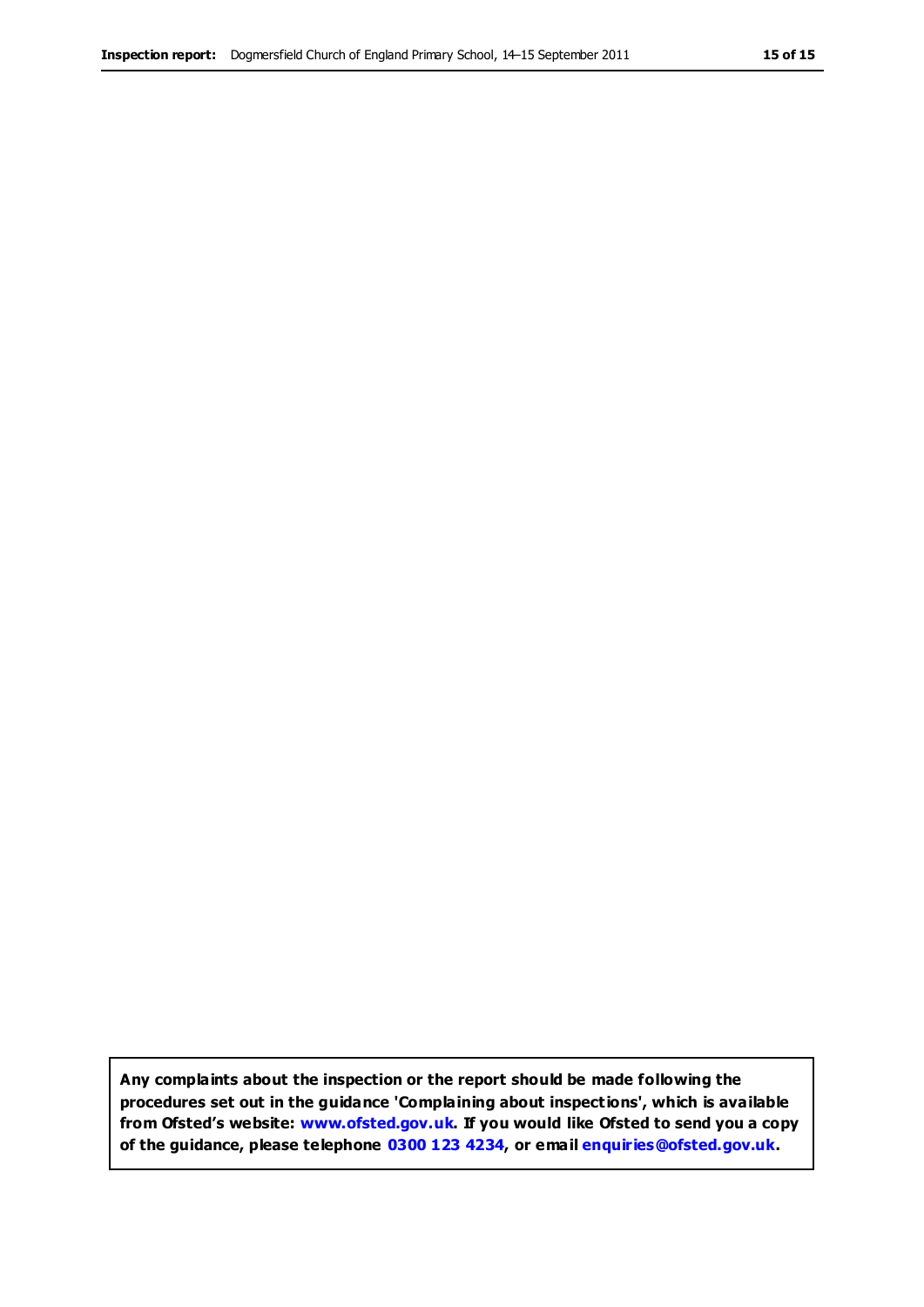**Any complaints about the inspection or the report should be made following the procedures set out in the guidance 'Complaining about inspections', which is available from Ofsted's website: www.ofsted.gov.uk. If you would like Ofsted to send you a copy of the guidance, please telephone 0300 123 4234, or email enquiries@ofsted.gov.uk.**